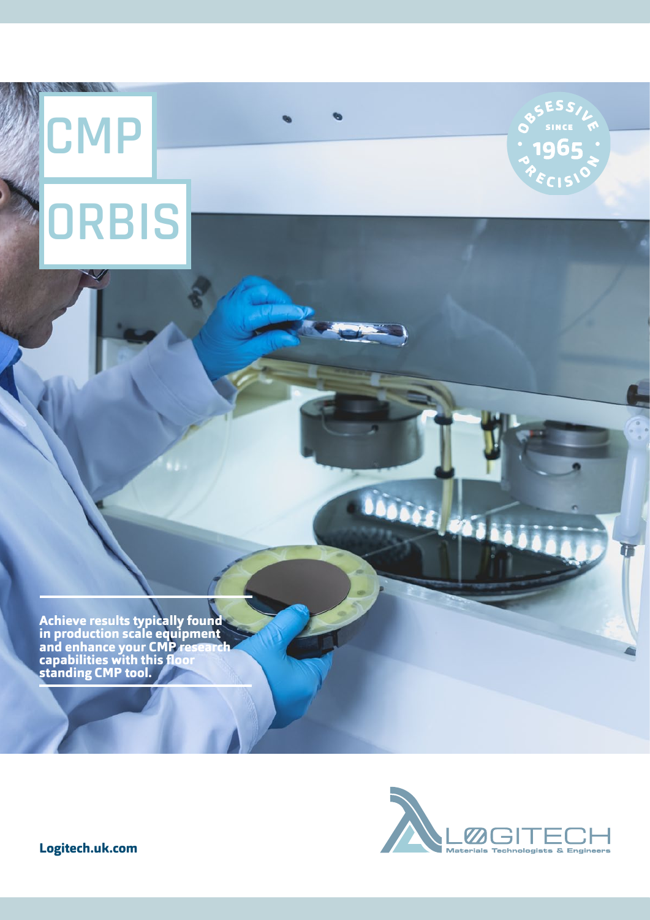# CMP ORBIS

OBSESSIVE PRECISION SINCE 1965

**Achieve results typically found in production scale equipment and enhance your CMP research capabilities with this floor standing CMP tool.**

LOGITECH
Materials Technologists & Engineers

**Logitech.uk.com**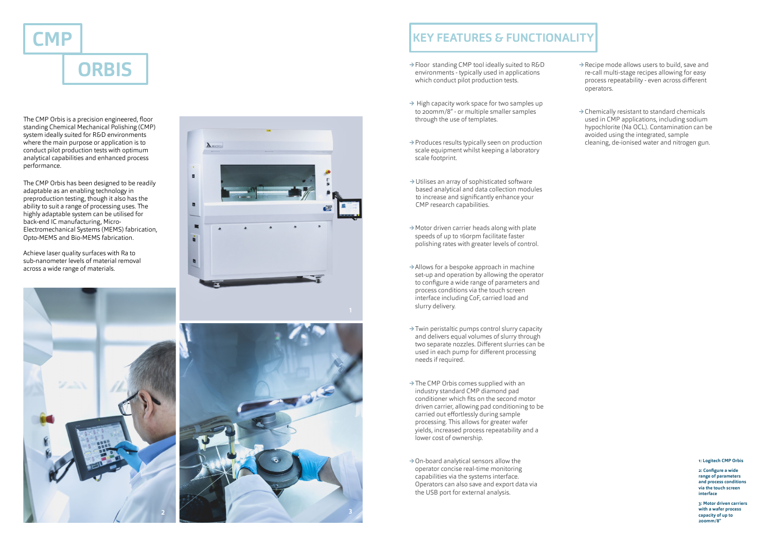# CMP ORBIS

The CMP Orbis is a precision engineered, floor standing Chemical Mechanical Polishing (CMP) system ideally suited for R&D environments where the main purpose or application is to conduct pilot production tests with optimum analytical capabilities and enhanced process performance.

The CMP Orbis has been designed to be readily adaptable as an enabling technology in preproduction testing, though it also has the ability to suit a range of processing uses. The highly adaptable system can be utilised for back-end IC manufacturing, Micro-Electromechanical Systems (MEMS) fabrication, Opto-MEMS and Bio-MEMS fabrication.

Achieve laser quality surfaces with Ra to sub-nanometer levels of material removal across a wide range of materials.

## KEY FEATURES & FUNCTIONALITY

→ Floor standing CMP tool ideally suited to R&D environments - typically used in applications which conduct pilot production tests.

→ High capacity work space for two samples up to 200mm/8" - or multiple smaller samples through the use of templates.

→ Produces results typically seen on production scale equipment whilst keeping a laboratory scale footprint.

→ Utilises an array of sophisticated software based analytical and data collection modules to increase and significantly enhance your CMP research capabilities.

→ Motor driven carrier heads along with plate speeds of up to 160rpm facilitate faster polishing rates with greater levels of control.

→ Allows for a bespoke approach in machine set-up and operation by allowing the operator to configure a wide range of parameters and process conditions via the touch screen interface including CoF, carried load and slurry delivery.

→ Twin peristaltic pumps control slurry capacity and delivers equal volumes of slurry through two separate nozzles. Different slurries can be used in each pump for different processing needs if required.

→ The CMP Orbis comes supplied with an industry standard CMP diamond pad conditioner which fits on the second motor driven carrier, allowing pad conditioning to be carried out effortlessly during sample processing. This allows for greater wafer yields, increased process repeatability and a lower cost of ownership.

→ On-board analytical sensors allow the operator concise real-time monitoring capabilities via the systems interface. Operators can also save and export data via the USB port for external analysis.

→ Recipe mode allows users to build, save and re-call multi-stage recipes allowing for easy process repeatability - even across different operators.

→ Chemically resistant to standard chemicals used in CMP applications, including sodium hypochlorite (Na OCL). Contamination can be avoided using the integrated, sample cleaning, de-ionised water and nitrogen gun.

**1: Logitech CMP Orbis**

**2: Configure a wide range of parameters and process conditions via the touch screen interface**

**3: Motor driven carriers with a wafer process capacity of up to 200mm/8"**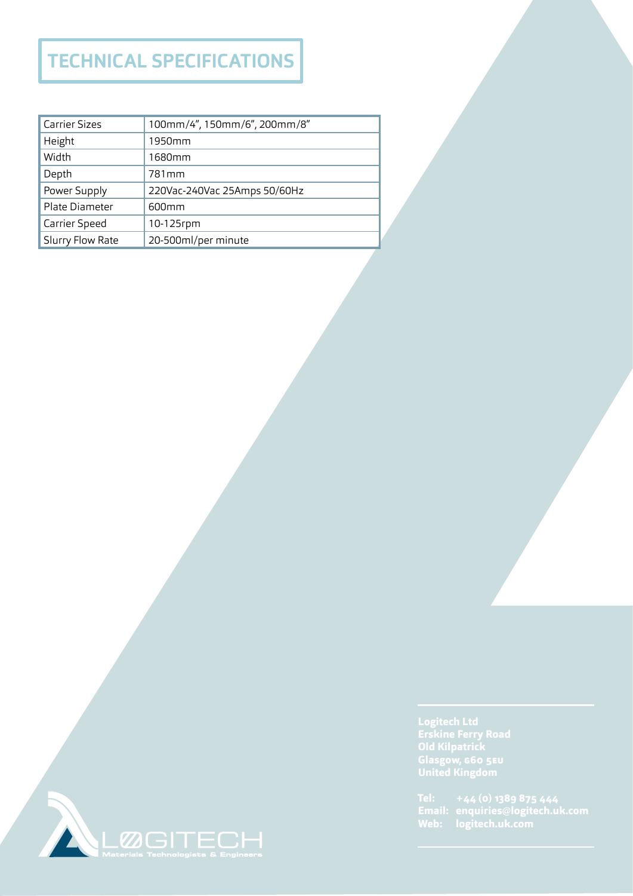# TECHNICAL SPECIFICATIONS

| | |
|---|---|
| Carrier Sizes | 100mm/4", 150mm/6", 200mm/8" |
| Height | 1950mm |
| Width | 1680mm |
| Depth | 781mm |
| Power Supply | 220Vac-240Vac 25Amps 50/60Hz |
| Plate Diameter | 600mm |
| Carrier Speed | 10-125rpm |
| Slurry Flow Rate | 20-500ml/per minute |

**Logitech Ltd**
**Erskine Ferry Road**
**Old Kilpatrick**
**Glasgow, G60 5EU**
**United Kingdom**

**Tel:** +44 (0) 1389 875 444
**Email:** enquiries@logitech.uk.com
**Web:** logitech.uk.com

LOGITECH
Materials Technologists & Engineers